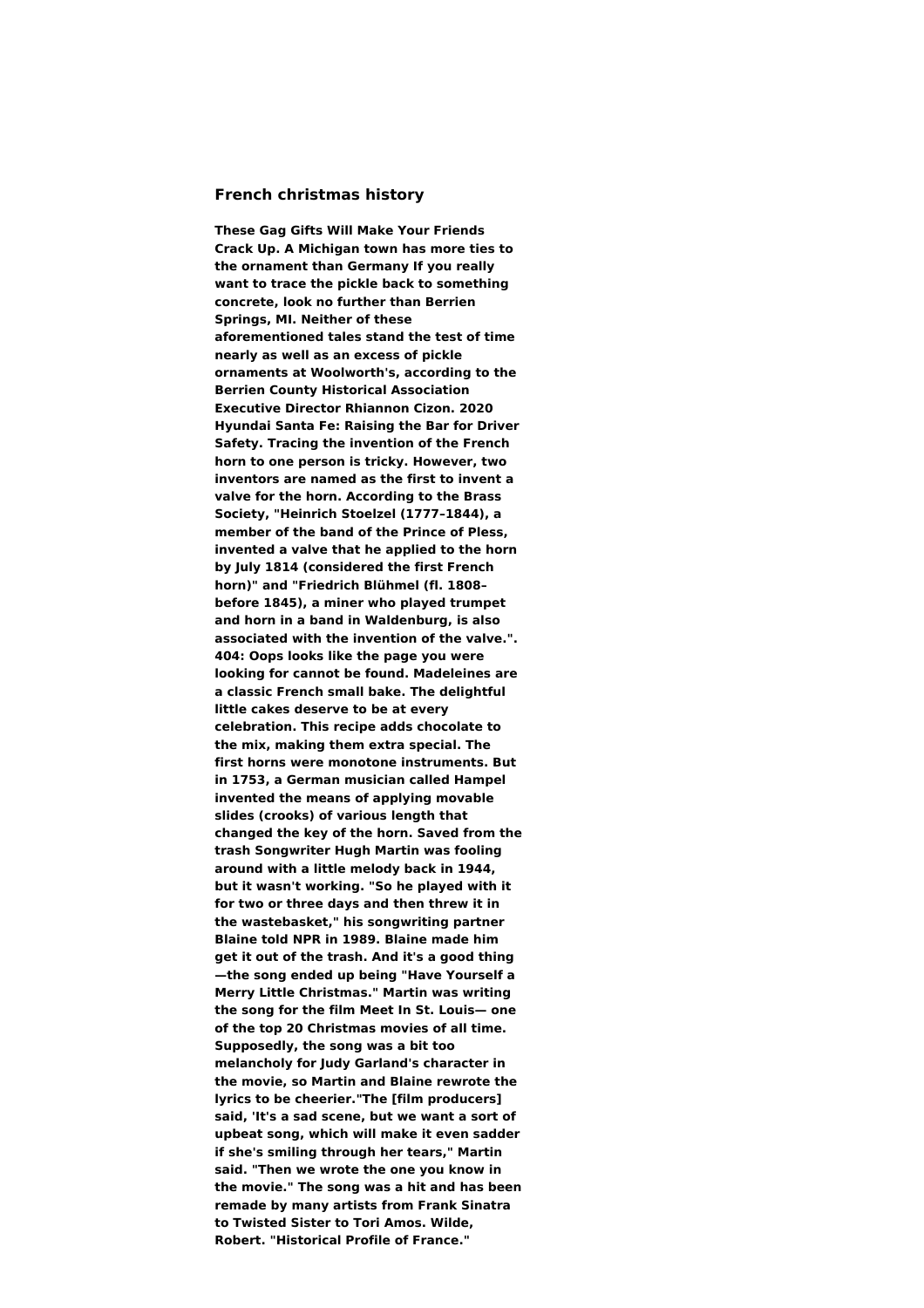## French christmas history

**These Gag Gifts Will Make Your Friends Crack Up. A Michigan town has more ties to the ornament than Germany If you really want to trace the pickle back to something concrete, look no further than Berrien Springs, MI. Neither of these aforementioned tales stand the test of time nearly as well as an excess of pickle ornaments at Woolworth's, according to the Berrien County Historical Association Executive Director Rhiannon Cizon. 2020 Hyundai Santa Fe: Raising the Bar for Driver Safety. Tracing the invention of the French horn to one person is tricky. However, two inventors are named as the first to invent a valve for the horn. According to the Brass Society, "Heinrich Stoelzel (1777–1844), a member of the band of the Prince of Pless, invented a valve that he applied to the horn by July 1814 (considered the first French horn)" and "Friedrich Blühmel (fl. 1808–before 1845), a miner who played trumpet and horn in a band in Waldenburg, is also associated with the invention of the valve.". 404: Oops looks like the page you were looking for cannot be found. Madeleines are a classic French small bake. The delightful little cakes deserve to be at every celebration. This recipe adds chocolate to the mix, making them extra special. The first horns were monotone instruments. But in 1753, a German musician called Hampel invented the means of applying movable slides (crooks) of various length that changed the key of the horn. Saved from the trash Songwriter Hugh Martin was fooling around with a little melody back in 1944, but it wasn't working. "So he played with it for two or three days and then threw it in the wastebasket," his songwriting partner Blaine told NPR in 1989. Blaine made him get it out of the trash. And it's a good thing —the song ended up being "Have Yourself a Merry Little Christmas." Martin was writing the song for the film Meet In St. Louis— one of the top 20 Christmas movies of all time. Supposedly, the song was a bit too melancholy for Judy Garland's character in the movie, so Martin and Blaine rewrote the lyrics to be cheerier."The [film producers] said, 'It's a sad scene, but we want a sort of upbeat song, which will make it even sadder if she's smiling through her tears," Martin said. "Then we wrote the one you know in the movie." The song was a hit and has been remade by many artists from Frank Sinatra to Twisted Sister to Tori Amos. Wilde, Robert. "Historical Profile of France."**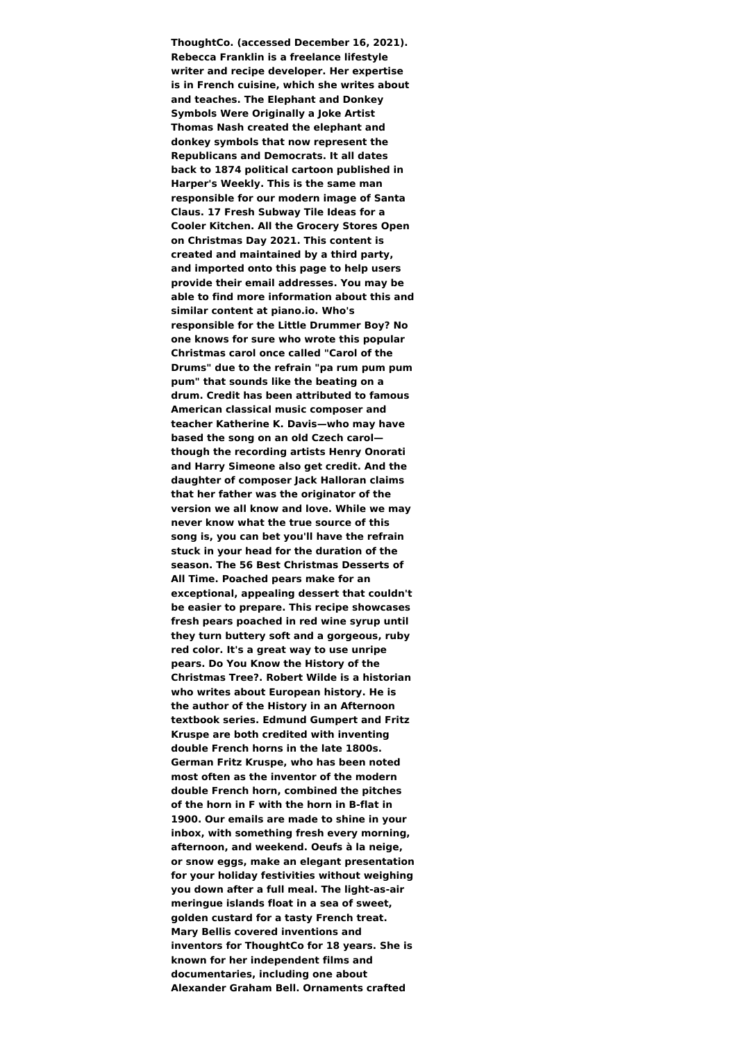**ThoughtCo. (accessed December 16, 2021). Rebecca Franklin is a freelance lifestyle writer and recipe developer. Her expertise is in French cuisine, which she writes about and teaches. The Elephant and Donkey Symbols Were Originally a Joke Artist Thomas Nash created the elephant and donkey symbols that now represent the Republicans and Democrats. It all dates back to 1874 political cartoon published in Harper's Weekly. This is the same man responsible for our modern image of Santa Claus. 17 Fresh Subway Tile Ideas for a Cooler Kitchen. All the Grocery Stores Open on Christmas Day 2021. This content is created and maintained by a third party, and imported onto this page to help users provide their email addresses. You may be able to find more information about this and similar content at piano.io. Who's responsible for the Little Drummer Boy? No one knows for sure who wrote this popular Christmas carol once called "Carol of the Drums" due to the refrain "pa rum pum pum pum" that sounds like the beating on a drum. Credit has been attributed to famous American classical music composer and teacher Katherine K. Davis—who may have based the song on an old Czech carol—though the recording artists Henry Onorati and Harry Simeone also get credit. And the daughter of composer Jack Halloran claims that her father was the originator of the version we all know and love. While we may never know what the true source of this song is, you can bet you'll have the refrain stuck in your head for the duration of the season. The 56 Best Christmas Desserts of All Time. Poached pears make for an exceptional, appealing dessert that couldn't be easier to prepare. This recipe showcases fresh pears poached in red wine syrup until they turn buttery soft and a gorgeous, ruby red color. It's a great way to use unripe pears. Do You Know the History of the Christmas Tree?. Robert Wilde is a historian who writes about European history. He is the author of the History in an Afternoon textbook series. Edmund Gumpert and Fritz Kruspe are both credited with inventing double French horns in the late 1800s. German Fritz Kruspe, who has been noted most often as the inventor of the modern double French horn, combined the pitches of the horn in F with the horn in B-flat in 1900. Our emails are made to shine in your inbox, with something fresh every morning, afternoon, and weekend. Oeufs à la neige, or snow eggs, make an elegant presentation for your holiday festivities without weighing you down after a full meal. The light-as-air meringue islands float in a sea of sweet, golden custard for a tasty French treat. Mary Bellis covered inventions and inventors for ThoughtCo for 18 years. She is known for her independent films and documentaries, including one about Alexander Graham Bell. Ornaments crafted**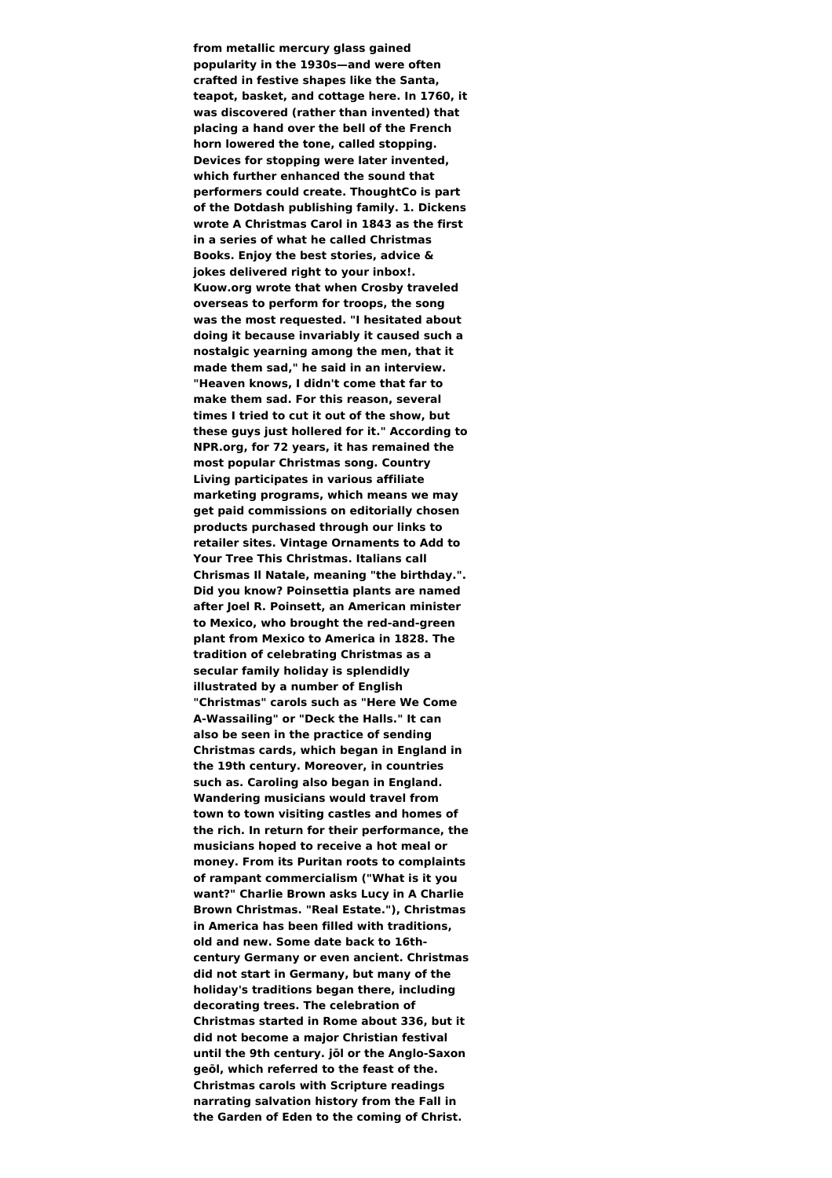**from metallic mercury glass gained popularity in the 1930s—and were often crafted in festive shapes like the Santa, teapot, basket, and cottage here. In 1760, it was discovered (rather than invented) that placing a hand over the bell of the French horn lowered the tone, called stopping. Devices for stopping were later invented, which further enhanced the sound that performers could create. ThoughtCo is part of the Dotdash publishing family. 1. Dickens wrote A Christmas Carol in 1843 as the first in a series of what he called Christmas Books. Enjoy the best stories, advice & jokes delivered right to your inbox!. Kuow.org wrote that when Crosby traveled overseas to perform for troops, the song was the most requested. "I hesitated about doing it because invariably it caused such a nostalgic yearning among the men, that it made them sad," he said in an interview. "Heaven knows, I didn't come that far to make them sad. For this reason, several times I tried to cut it out of the show, but these guys just hollered for it." According to NPR.org, for 72 years, it has remained the most popular Christmas song. Country Living participates in various affiliate marketing programs, which means we may get paid commissions on editorially chosen products purchased through our links to retailer sites. Vintage Ornaments to Add to Your Tree This Christmas. Italians call Chrismas Il Natale, meaning "the birthday.". Did you know? Poinsettia plants are named after Joel R. Poinsett, an American minister to Mexico, who brought the red-and-green plant from Mexico to America in 1828. The tradition of celebrating Christmas as a secular family holiday is splendidly illustrated by a number of English "Christmas" carols such as "Here We Come A-Wassailing" or "Deck the Halls." It can also be seen in the practice of sending Christmas cards, which began in England in the 19th century. Moreover, in countries such as. Caroling also began in England. Wandering musicians would travel from town to town visiting castles and homes of the rich. In return for their performance, the musicians hoped to receive a hot meal or money. From its Puritan roots to complaints of rampant commercialism ("What is it you want?" Charlie Brown asks Lucy in A Charlie Brown Christmas. "Real Estate."), Christmas in America has been filled with traditions, old and new. Some date back to 16th-century Germany or even ancient. Christmas did not start in Germany, but many of the holiday's traditions began there, including decorating trees. The celebration of Christmas started in Rome about 336, but it did not become a major Christian festival until the 9th century. jōl or the Anglo-Saxon geōl, which referred to the feast of the. Christmas carols with Scripture readings narrating salvation history from the Fall in the Garden of Eden to the coming of Christ.**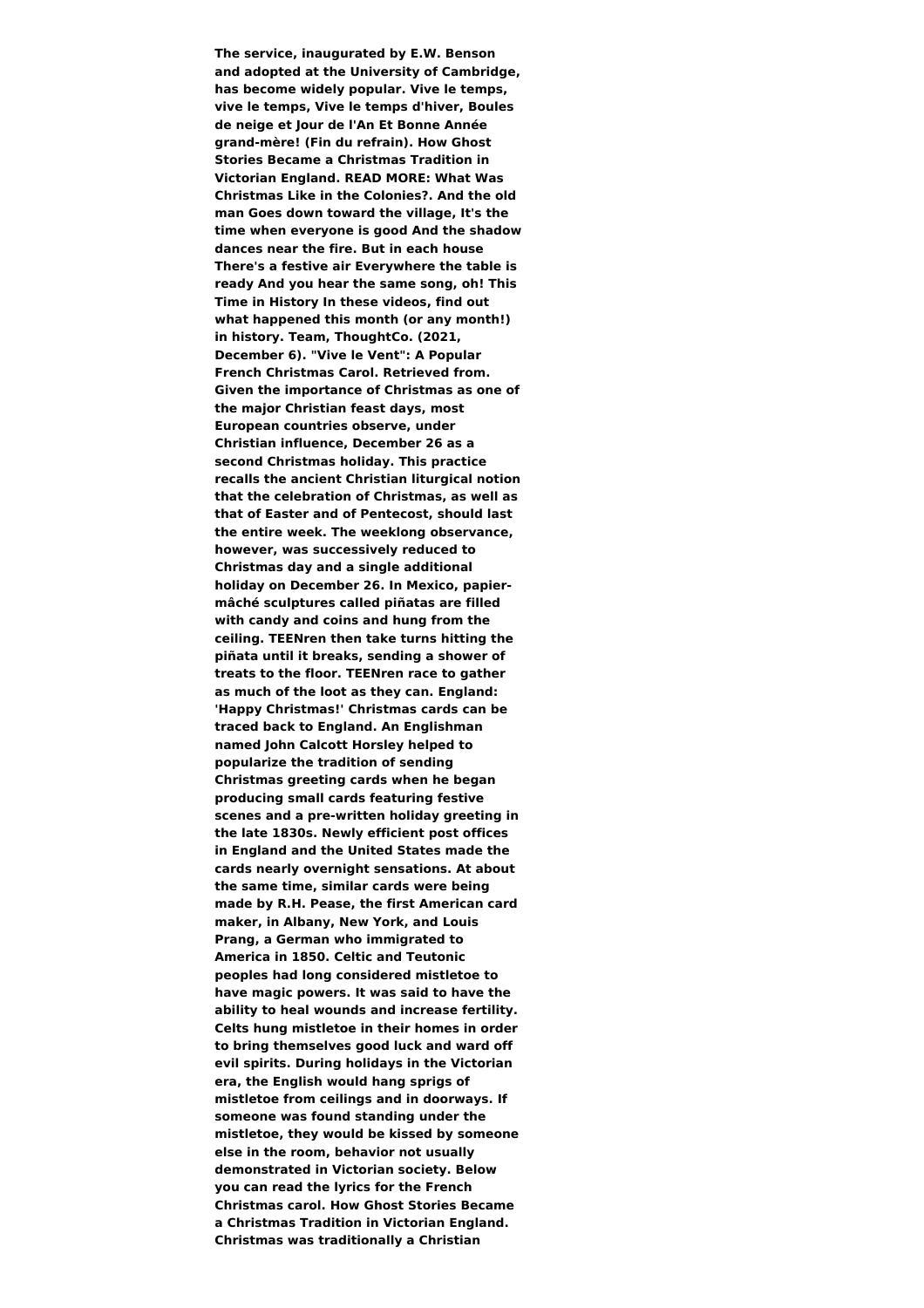**The service, inaugurated by E.W. Benson and adopted at the University of Cambridge, has become widely popular. Vive le temps, vive le temps, Vive le temps d'hiver, Boules de neige et Jour de l'An Et Bonne Année grand-mère! (Fin du refrain). How Ghost Stories Became a Christmas Tradition in Victorian England. READ MORE: What Was Christmas Like in the Colonies?. And the old man Goes down toward the village, It's the time when everyone is good And the shadow dances near the fire. But in each house There's a festive air Everywhere the table is ready And you hear the same song, oh! This Time in History In these videos, find out what happened this month (or any month!) in history. Team, ThoughtCo. (2021, December 6). "Vive le Vent": A Popular French Christmas Carol. Retrieved from. Given the importance of Christmas as one of the major Christian feast days, most European countries observe, under Christian influence, December 26 as a second Christmas holiday. This practice recalls the ancient Christian liturgical notion that the celebration of Christmas, as well as that of Easter and of Pentecost, should last the entire week. The weeklong observance, however, was successively reduced to Christmas day and a single additional holiday on December 26. In Mexico, papier-mâché sculptures called piñatas are filled with candy and coins and hung from the ceiling. TEENren then take turns hitting the piñata until it breaks, sending a shower of treats to the floor. TEENren race to gather as much of the loot as they can. England: 'Happy Christmas!' Christmas cards can be traced back to England. An Englishman named John Calcott Horsley helped to popularize the tradition of sending Christmas greeting cards when he began producing small cards featuring festive scenes and a pre-written holiday greeting in the late 1830s. Newly efficient post offices in England and the United States made the cards nearly overnight sensations. At about the same time, similar cards were being made by R.H. Pease, the first American card maker, in Albany, New York, and Louis Prang, a German who immigrated to America in 1850. Celtic and Teutonic peoples had long considered mistletoe to have magic powers. It was said to have the ability to heal wounds and increase fertility. Celts hung mistletoe in their homes in order to bring themselves good luck and ward off evil spirits. During holidays in the Victorian era, the English would hang sprigs of mistletoe from ceilings and in doorways. If someone was found standing under the mistletoe, they would be kissed by someone else in the room, behavior not usually demonstrated in Victorian society. Below you can read the lyrics for the French Christmas carol. How Ghost Stories Became a Christmas Tradition in Victorian England. Christmas was traditionally a Christian**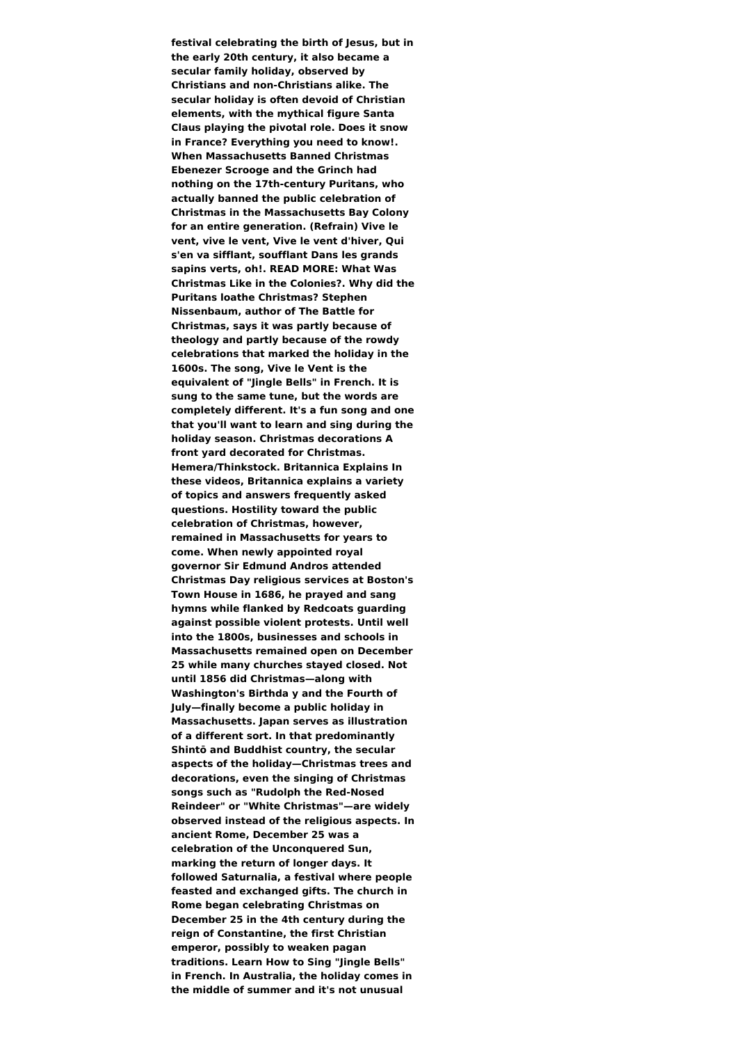**festival celebrating the birth of Jesus, but in the early 20th century, it also became a secular family holiday, observed by Christians and non-Christians alike. The secular holiday is often devoid of Christian elements, with the mythical figure Santa Claus playing the pivotal role. Does it snow in France? Everything you need to know!. When Massachusetts Banned Christmas Ebenezer Scrooge and the Grinch had nothing on the 17th-century Puritans, who actually banned the public celebration of Christmas in the Massachusetts Bay Colony for an entire generation. (Refrain) Vive le vent, vive le vent, Vive le vent d'hiver, Qui s'en va sifflant, soufflant Dans les grands sapins verts, oh!. READ MORE: What Was Christmas Like in the Colonies?. Why did the Puritans loathe Christmas? Stephen Nissenbaum, author of The Battle for Christmas, says it was partly because of theology and partly because of the rowdy celebrations that marked the holiday in the 1600s. The song, Vive le Vent is the equivalent of "Jingle Bells" in French. It is sung to the same tune, but the words are completely different. It's a fun song and one that you'll want to learn and sing during the holiday season. Christmas decorations A front yard decorated for Christmas. Hemera/Thinkstock. Britannica Explains In these videos, Britannica explains a variety of topics and answers frequently asked questions. Hostility toward the public celebration of Christmas, however, remained in Massachusetts for years to come. When newly appointed royal governor Sir Edmund Andros attended Christmas Day religious services at Boston's Town House in 1686, he prayed and sang hymns while flanked by Redcoats guarding against possible violent protests. Until well into the 1800s, businesses and schools in Massachusetts remained open on December 25 while many churches stayed closed. Not until 1856 did Christmas—along with Washington's Birthda y and the Fourth of July—finally become a public holiday in Massachusetts. Japan serves as illustration of a different sort. In that predominantly Shintō and Buddhist country, the secular aspects of the holiday—Christmas trees and decorations, even the singing of Christmas songs such as "Rudolph the Red-Nosed Reindeer" or "White Christmas"—are widely observed instead of the religious aspects. In ancient Rome, December 25 was a celebration of the Unconquered Sun, marking the return of longer days. It followed Saturnalia, a festival where people feasted and exchanged gifts. The church in Rome began celebrating Christmas on December 25 in the 4th century during the reign of Constantine, the first Christian emperor, possibly to weaken pagan traditions. Learn How to Sing "Jingle Bells" in French. In Australia, the holiday comes in the middle of summer and it's not unusual**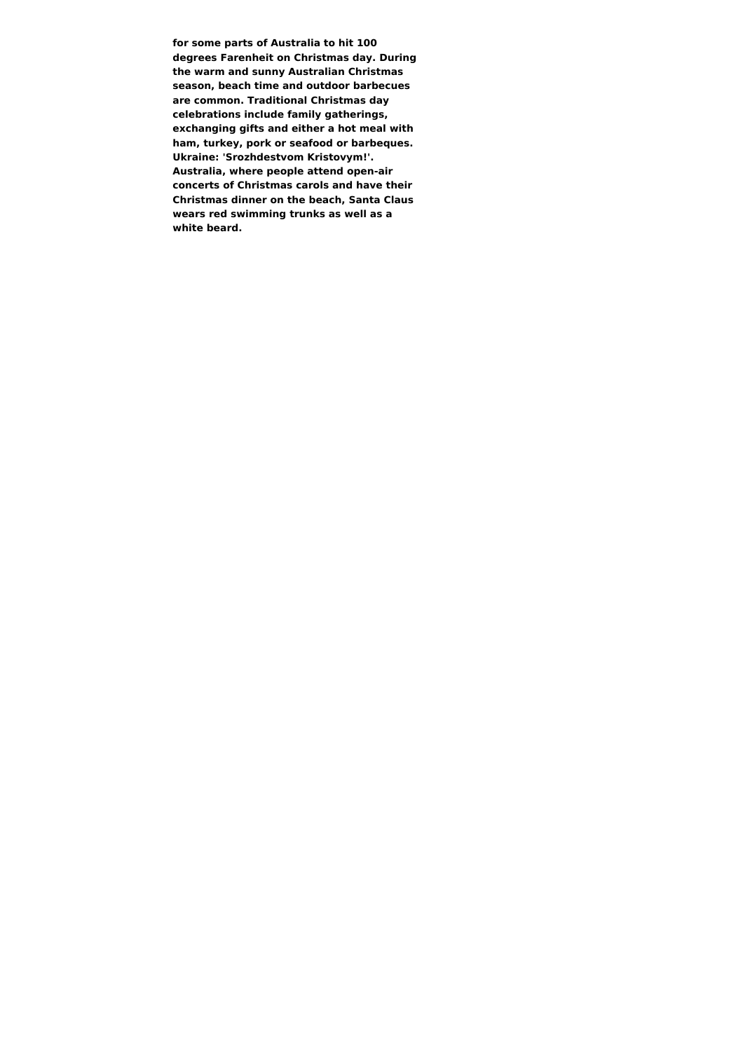**for some parts of Australia to hit 100 degrees Farenheit on Christmas day. During the warm and sunny Australian Christmas season, beach time and outdoor barbecues are common. Traditional Christmas day celebrations include family gatherings, exchanging gifts and either a hot meal with ham, turkey, pork or seafood or barbeques. Ukraine: 'Srozhdestvom Kristovym!'. Australia, where people attend open-air concerts of Christmas carols and have their Christmas dinner on the beach, Santa Claus wears red swimming trunks as well as a white beard.**